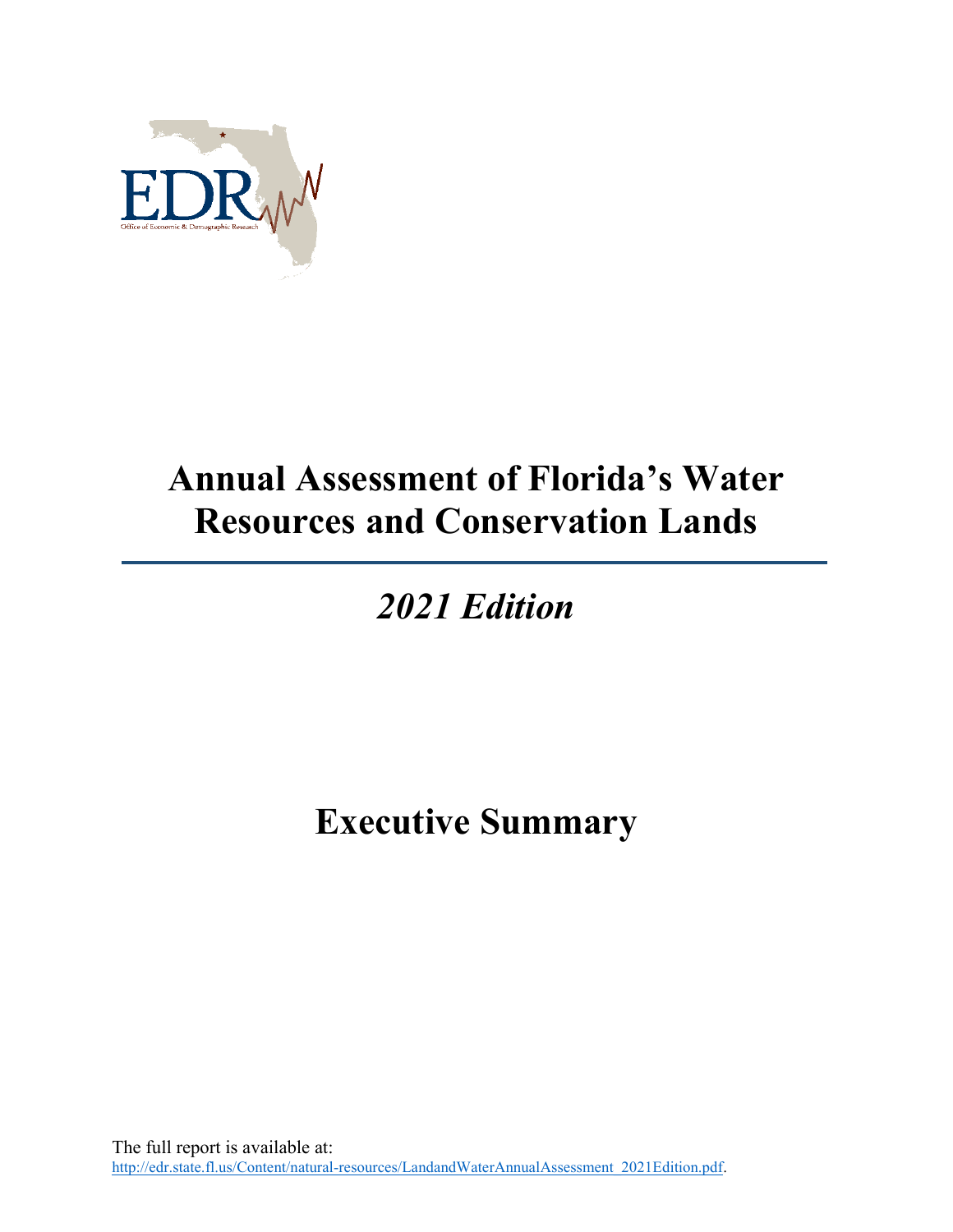# Annual Assessment of Florida's Water Resources and Conservation Lands

## *2021 Edition*

# Executive Summary

The full report is available at:
http://edr.state.fl.us/Content/natural-resources/LandandWaterAnnualAssessment_2021Edition.pdf.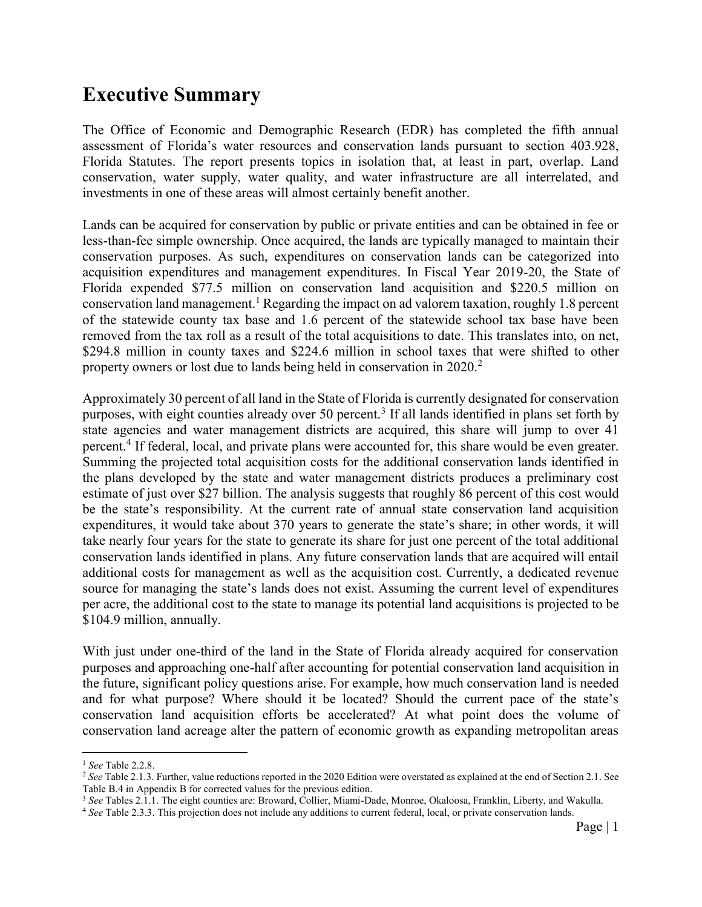# Executive Summary

The Office of Economic and Demographic Research (EDR) has completed the fifth annual assessment of Florida's water resources and conservation lands pursuant to section 403.928, Florida Statutes. The report presents topics in isolation that, at least in part, overlap. Land conservation, water supply, water quality, and water infrastructure are all interrelated, and investments in one of these areas will almost certainly benefit another.

Lands can be acquired for conservation by public or private entities and can be obtained in fee or less-than-fee simple ownership. Once acquired, the lands are typically managed to maintain their conservation purposes. As such, expenditures on conservation lands can be categorized into acquisition expenditures and management expenditures. In Fiscal Year 2019-20, the State of Florida expended \$77.5 million on conservation land acquisition and \$220.5 million on conservation land management.[1] Regarding the impact on ad valorem taxation, roughly 1.8 percent of the statewide county tax base and 1.6 percent of the statewide school tax base have been removed from the tax roll as a result of the total acquisitions to date. This translates into, on net, \$294.8 million in county taxes and \$224.6 million in school taxes that were shifted to other property owners or lost due to lands being held in conservation in 2020.[2]

Approximately 30 percent of all land in the State of Florida is currently designated for conservation purposes, with eight counties already over 50 percent.[3] If all lands identified in plans set forth by state agencies and water management districts are acquired, this share will jump to over 41 percent.[4] If federal, local, and private plans were accounted for, this share would be even greater. Summing the projected total acquisition costs for the additional conservation lands identified in the plans developed by the state and water management districts produces a preliminary cost estimate of just over \$27 billion. The analysis suggests that roughly 86 percent of this cost would be the state's responsibility. At the current rate of annual state conservation land acquisition expenditures, it would take about 370 years to generate the state's share; in other words, it will take nearly four years for the state to generate its share for just one percent of the total additional conservation lands identified in plans. Any future conservation lands that are acquired will entail additional costs for management as well as the acquisition cost. Currently, a dedicated revenue source for managing the state's lands does not exist. Assuming the current level of expenditures per acre, the additional cost to the state to manage its potential land acquisitions is projected to be \$104.9 million, annually.

With just under one-third of the land in the State of Florida already acquired for conservation purposes and approaching one-half after accounting for potential conservation land acquisition in the future, significant policy questions arise. For example, how much conservation land is needed and for what purpose? Where should it be located? Should the current pace of the state's conservation land acquisition efforts be accelerated? At what point does the volume of conservation land acreage alter the pattern of economic growth as expanding metropolitan areas

---

[1] *See* Table 2.2.8.

[2] *See* Table 2.1.3. Further, value reductions reported in the 2020 Edition were overstated as explained at the end of Section 2.1. See Table B.4 in Appendix B for corrected values for the previous edition.

[3] *See* Tables 2.1.1. The eight counties are: Broward, Collier, Miami-Dade, Monroe, Okaloosa, Franklin, Liberty, and Wakulla.

[4] *See* Table 2.3.3. This projection does not include any additions to current federal, local, or private conservation lands.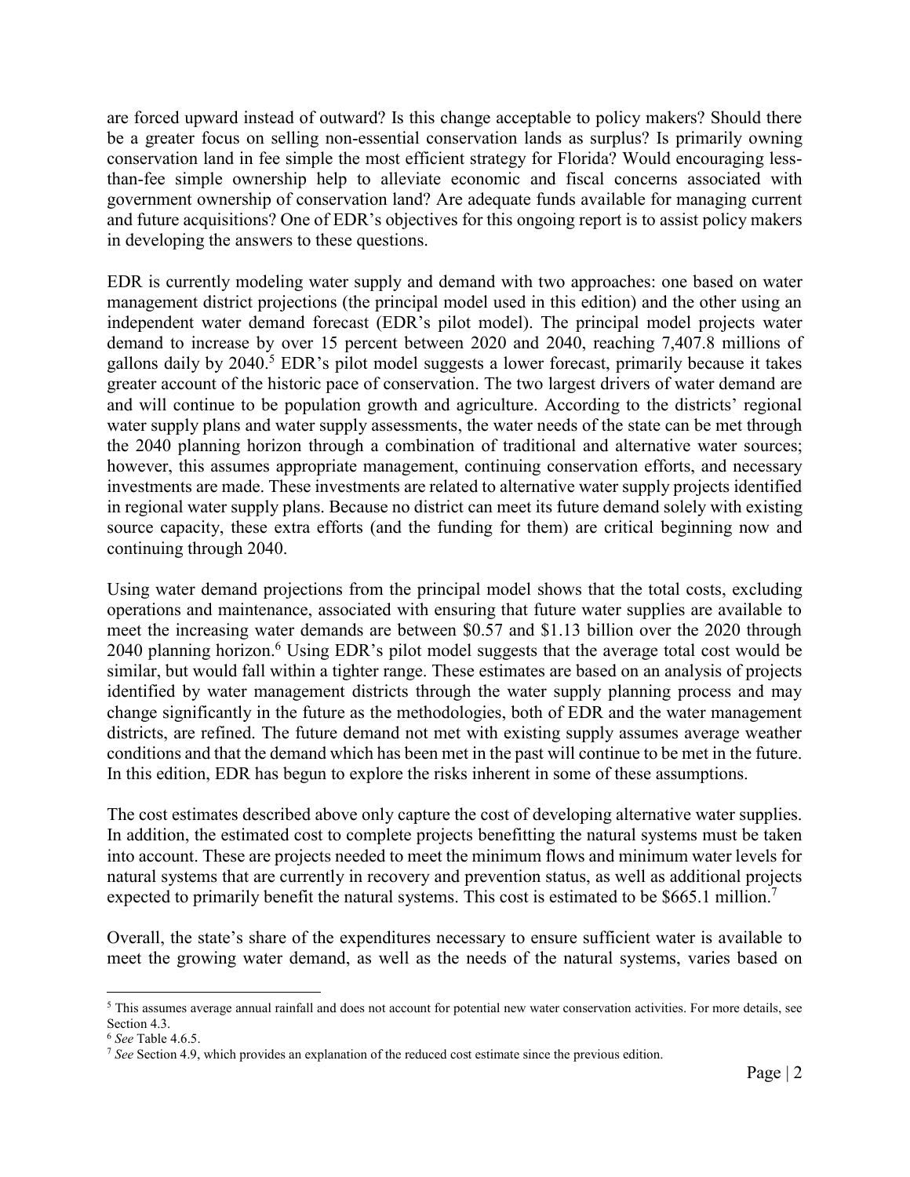are forced upward instead of outward? Is this change acceptable to policy makers? Should there be a greater focus on selling non-essential conservation lands as surplus? Is primarily owning conservation land in fee simple the most efficient strategy for Florida? Would encouraging less-than-fee simple ownership help to alleviate economic and fiscal concerns associated with government ownership of conservation land? Are adequate funds available for managing current and future acquisitions? One of EDR's objectives for this ongoing report is to assist policy makers in developing the answers to these questions.

EDR is currently modeling water supply and demand with two approaches: one based on water management district projections (the principal model used in this edition) and the other using an independent water demand forecast (EDR's pilot model). The principal model projects water demand to increase by over 15 percent between 2020 and 2040, reaching 7,407.8 millions of gallons daily by 2040.[5] EDR's pilot model suggests a lower forecast, primarily because it takes greater account of the historic pace of conservation. The two largest drivers of water demand are and will continue to be population growth and agriculture. According to the districts' regional water supply plans and water supply assessments, the water needs of the state can be met through the 2040 planning horizon through a combination of traditional and alternative water sources; however, this assumes appropriate management, continuing conservation efforts, and necessary investments are made. These investments are related to alternative water supply projects identified in regional water supply plans. Because no district can meet its future demand solely with existing source capacity, these extra efforts (and the funding for them) are critical beginning now and continuing through 2040.

Using water demand projections from the principal model shows that the total costs, excluding operations and maintenance, associated with ensuring that future water supplies are available to meet the increasing water demands are between \$0.57 and \$1.13 billion over the 2020 through 2040 planning horizon.[6] Using EDR's pilot model suggests that the average total cost would be similar, but would fall within a tighter range. These estimates are based on an analysis of projects identified by water management districts through the water supply planning process and may change significantly in the future as the methodologies, both of EDR and the water management districts, are refined. The future demand not met with existing supply assumes average weather conditions and that the demand which has been met in the past will continue to be met in the future. In this edition, EDR has begun to explore the risks inherent in some of these assumptions.

The cost estimates described above only capture the cost of developing alternative water supplies. In addition, the estimated cost to complete projects benefitting the natural systems must be taken into account. These are projects needed to meet the minimum flows and minimum water levels for natural systems that are currently in recovery and prevention status, as well as additional projects expected to primarily benefit the natural systems. This cost is estimated to be \$665.1 million.[7]

Overall, the state's share of the expenditures necessary to ensure sufficient water is available to meet the growing water demand, as well as the needs of the natural systems, varies based on

---

[5] This assumes average annual rainfall and does not account for potential new water conservation activities. For more details, see Section 4.3.

[6] *See* Table 4.6.5.

[7] *See* Section 4.9, which provides an explanation of the reduced cost estimate since the previous edition.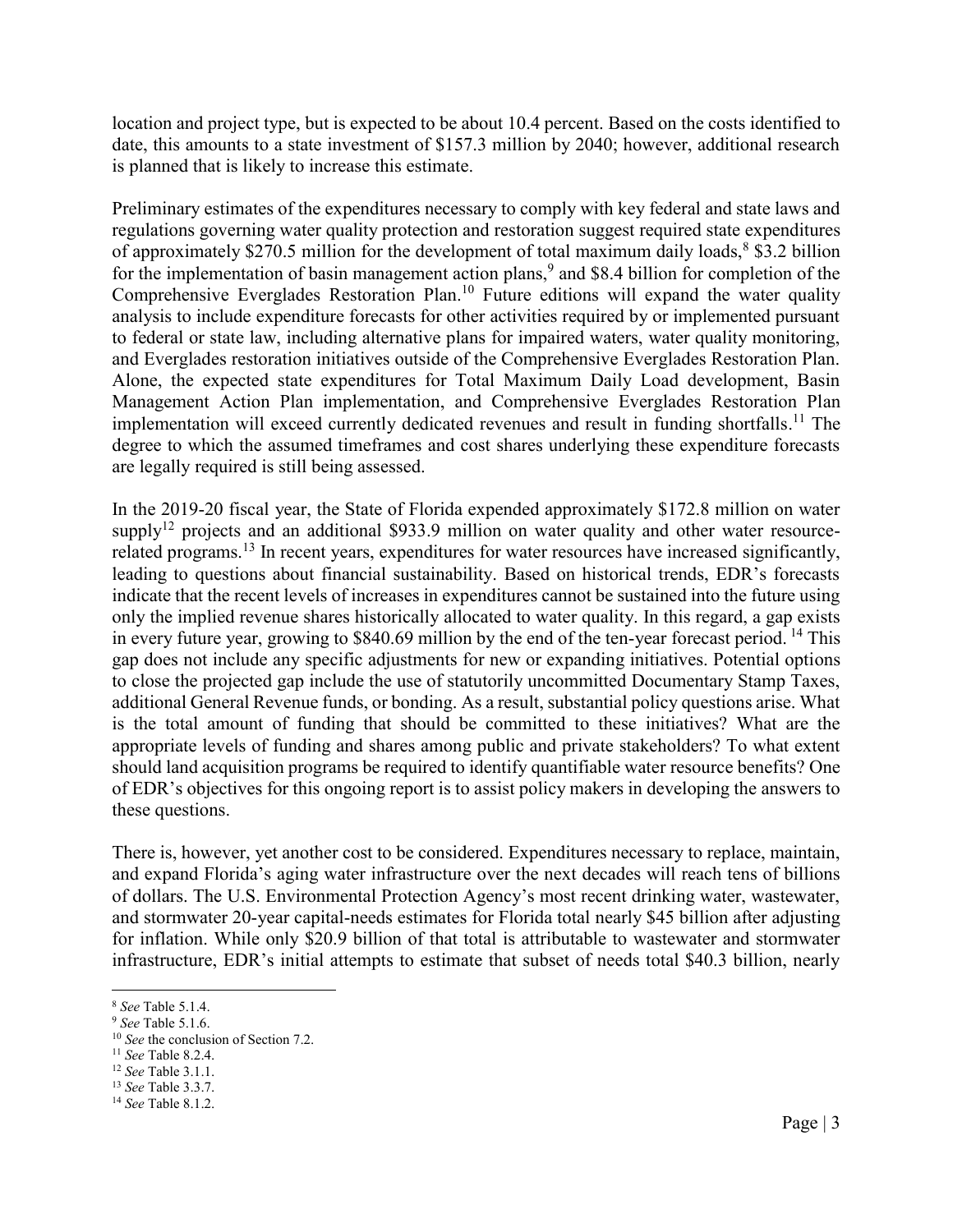location and project type, but is expected to be about 10.4 percent. Based on the costs identified to date, this amounts to a state investment of $157.3 million by 2040; however, additional research is planned that is likely to increase this estimate.

Preliminary estimates of the expenditures necessary to comply with key federal and state laws and regulations governing water quality protection and restoration suggest required state expenditures of approximately $270.5 million for the development of total maximum daily loads,[8] $3.2 billion for the implementation of basin management action plans,[9] and $8.4 billion for completion of the Comprehensive Everglades Restoration Plan.[10] Future editions will expand the water quality analysis to include expenditure forecasts for other activities required by or implemented pursuant to federal or state law, including alternative plans for impaired waters, water quality monitoring, and Everglades restoration initiatives outside of the Comprehensive Everglades Restoration Plan. Alone, the expected state expenditures for Total Maximum Daily Load development, Basin Management Action Plan implementation, and Comprehensive Everglades Restoration Plan implementation will exceed currently dedicated revenues and result in funding shortfalls.[11] The degree to which the assumed timeframes and cost shares underlying these expenditure forecasts are legally required is still being assessed.

In the 2019-20 fiscal year, the State of Florida expended approximately $172.8 million on water supply[12] projects and an additional $933.9 million on water quality and other water resource-related programs.[13] In recent years, expenditures for water resources have increased significantly, leading to questions about financial sustainability. Based on historical trends, EDR's forecasts indicate that the recent levels of increases in expenditures cannot be sustained into the future using only the implied revenue shares historically allocated to water quality. In this regard, a gap exists in every future year, growing to $840.69 million by the end of the ten-year forecast period.[14] This gap does not include any specific adjustments for new or expanding initiatives. Potential options to close the projected gap include the use of statutorily uncommitted Documentary Stamp Taxes, additional General Revenue funds, or bonding. As a result, substantial policy questions arise. What is the total amount of funding that should be committed to these initiatives? What are the appropriate levels of funding and shares among public and private stakeholders? To what extent should land acquisition programs be required to identify quantifiable water resource benefits? One of EDR's objectives for this ongoing report is to assist policy makers in developing the answers to these questions.

There is, however, yet another cost to be considered. Expenditures necessary to replace, maintain, and expand Florida's aging water infrastructure over the next decades will reach tens of billions of dollars. The U.S. Environmental Protection Agency's most recent drinking water, wastewater, and stormwater 20-year capital-needs estimates for Florida total nearly $45 billion after adjusting for inflation. While only $20.9 billion of that total is attributable to wastewater and stormwater infrastructure, EDR's initial attempts to estimate that subset of needs total $40.3 billion, nearly

[8] *See* Table 5.1.4.

[9] *See* Table 5.1.6.

[10] *See* the conclusion of Section 7.2.

[11] *See* Table 8.2.4.

[12] *See* Table 3.1.1.

[13] *See* Table 3.3.7.

[14] *See* Table 8.1.2.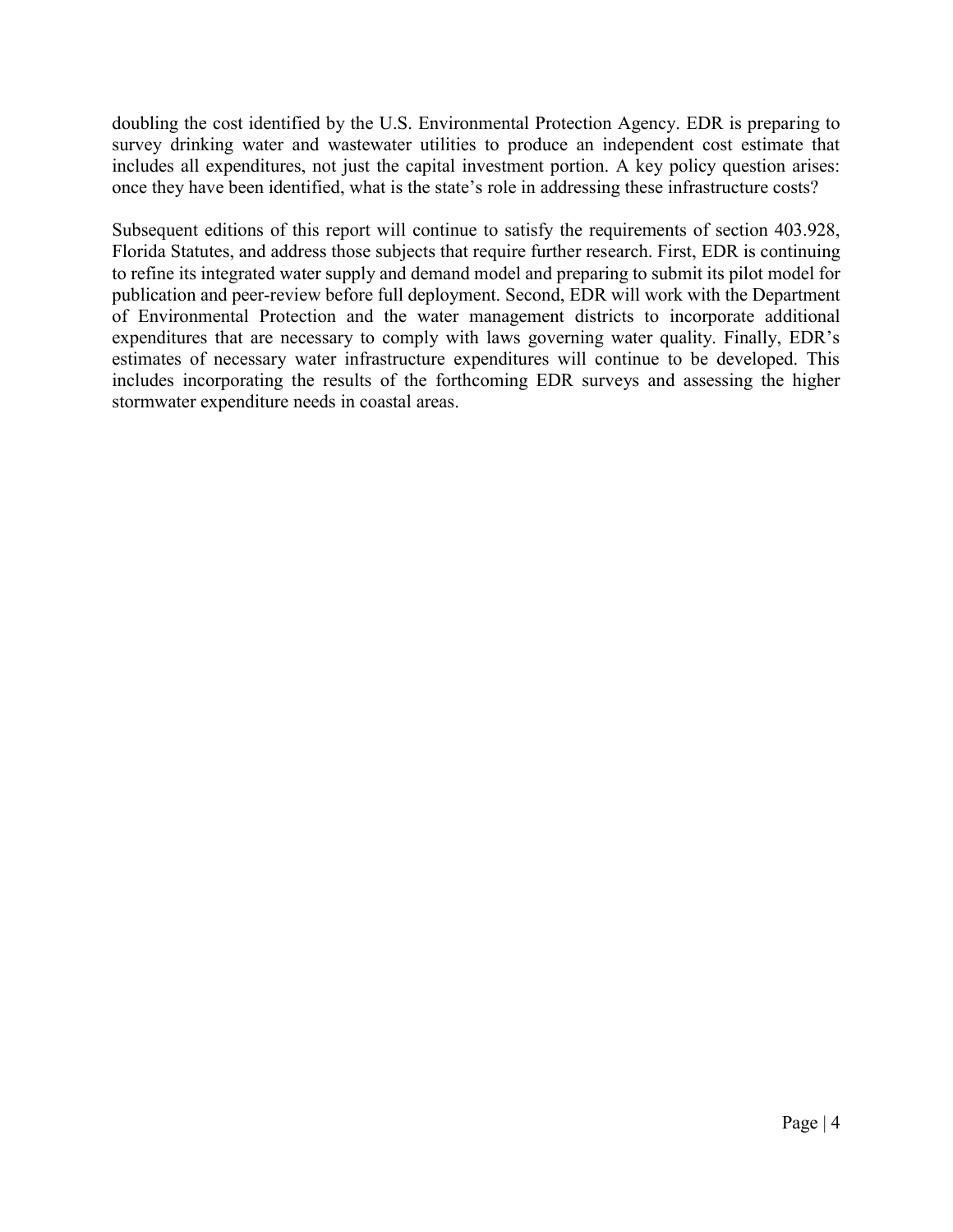doubling the cost identified by the U.S. Environmental Protection Agency. EDR is preparing to survey drinking water and wastewater utilities to produce an independent cost estimate that includes all expenditures, not just the capital investment portion. A key policy question arises: once they have been identified, what is the state's role in addressing these infrastructure costs?

Subsequent editions of this report will continue to satisfy the requirements of section 403.928, Florida Statutes, and address those subjects that require further research. First, EDR is continuing to refine its integrated water supply and demand model and preparing to submit its pilot model for publication and peer-review before full deployment. Second, EDR will work with the Department of Environmental Protection and the water management districts to incorporate additional expenditures that are necessary to comply with laws governing water quality. Finally, EDR's estimates of necessary water infrastructure expenditures will continue to be developed. This includes incorporating the results of the forthcoming EDR surveys and assessing the higher stormwater expenditure needs in coastal areas.